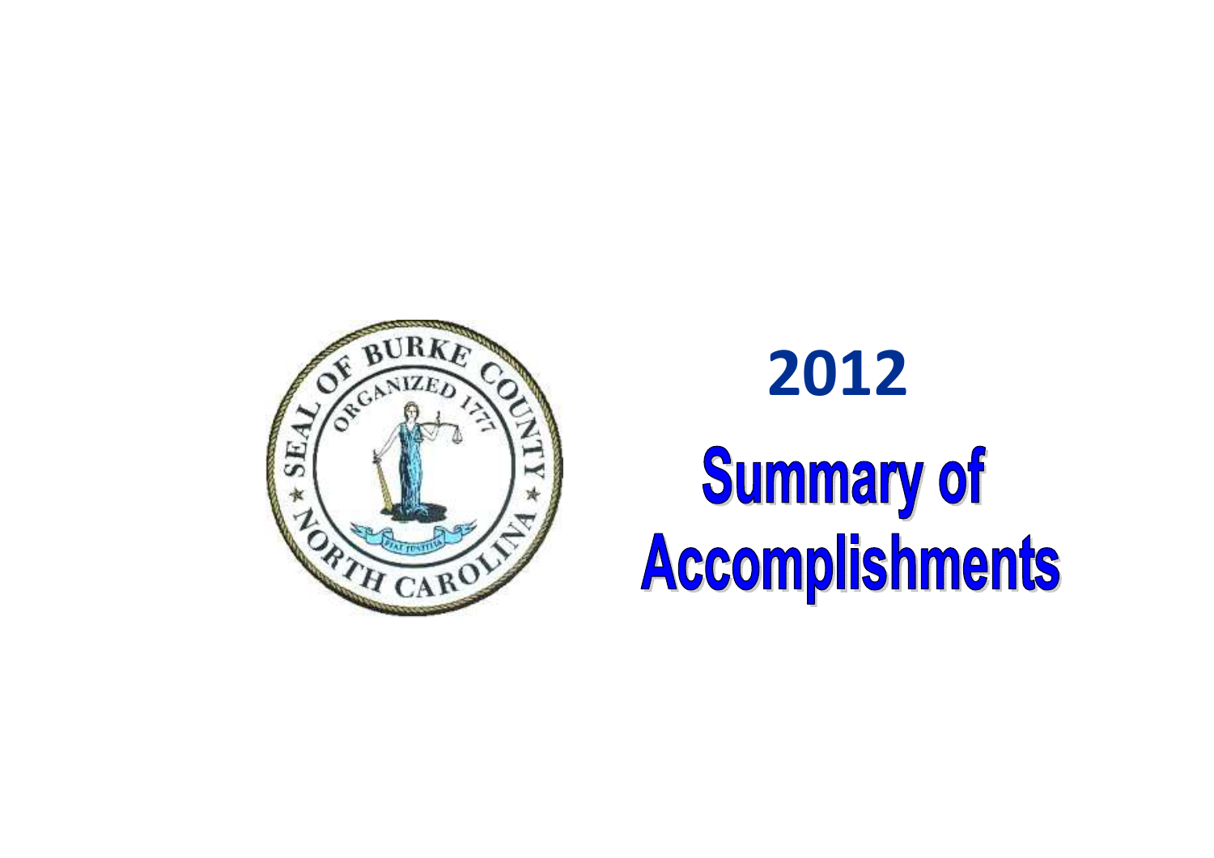# 2012

# Summary of Accomplishments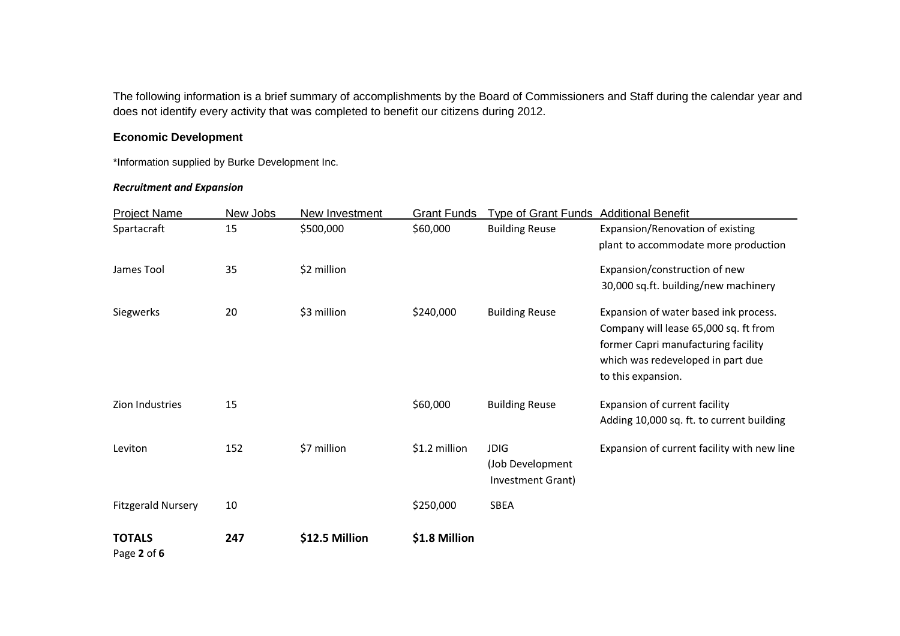The following information is a brief summary of accomplishments by the Board of Commissioners and Staff during the calendar year and does not identify every activity that was completed to benefit our citizens during 2012.

### Economic Development

*Information supplied by Burke Development Inc.

***Recruitment and Expansion***

| Project Name | New Jobs | New Investment | Grant Funds | Type of Grant Funds | Additional Benefit |
|---|---|---|---|---|---|
| Spartacraft | 15 | $500,000 | $60,000 | Building Reuse | Expansion/Renovation of existing plant to accommodate more production |
| James Tool | 35 | $2 million | | | Expansion/construction of new 30,000 sq.ft. building/new machinery |
| Siegwerks | 20 | $3 million | $240,000 | Building Reuse | Expansion of water based ink process. Company will lease 65,000 sq. ft from former Capri manufacturing facility which was redeveloped in part due to this expansion. |
| Zion Industries | 15 | | $60,000 | Building Reuse | Expansion of current facility Adding 10,000 sq. ft. to current building |
| Leviton | 152 | $7 million | $1.2 million | JDIG (Job Development Investment Grant) | Expansion of current facility with new line |
| Fitzgerald Nursery | 10 | | $250,000 | SBEA | |
| **TOTALS** | **247** | **$12.5 Million** | **$1.8 Million** | | |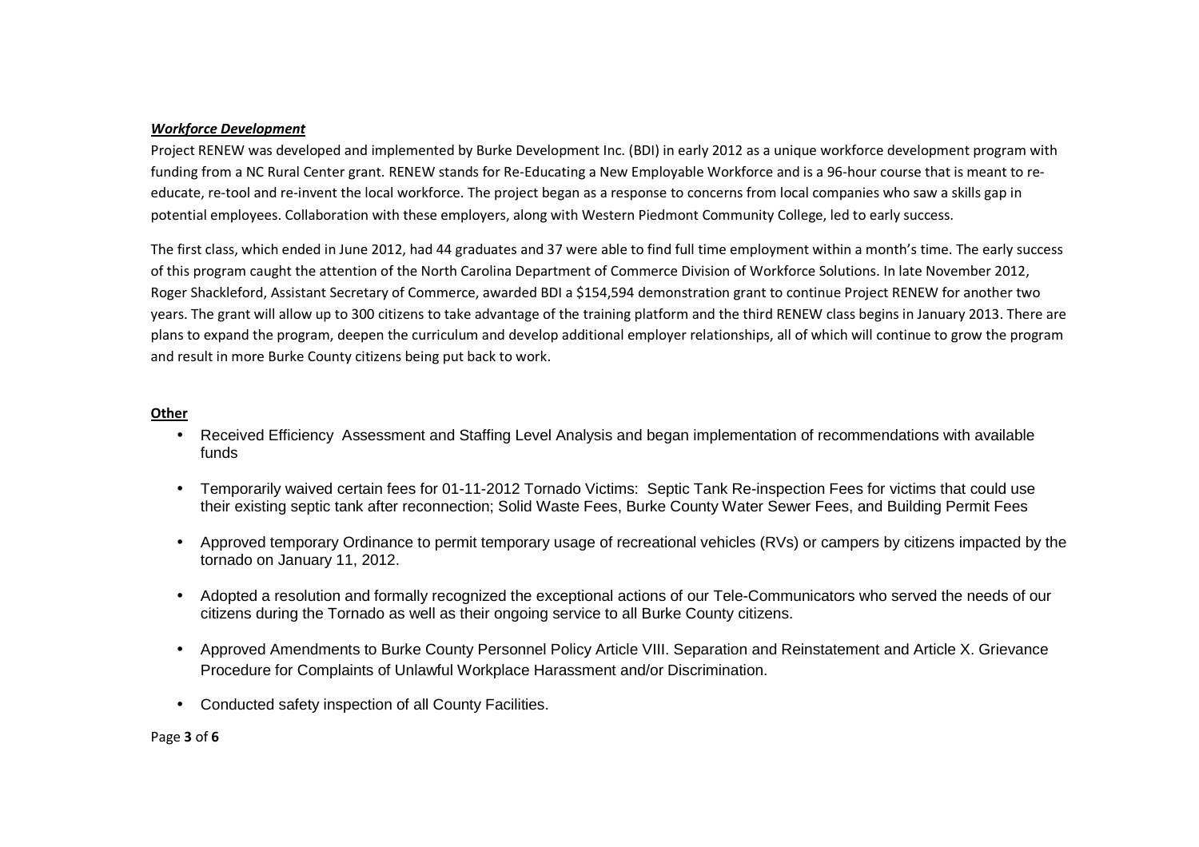***Workforce Development***

Project RENEW was developed and implemented by Burke Development Inc. (BDI) in early 2012 as a unique workforce development program with funding from a NC Rural Center grant. RENEW stands for Re-Educating a New Employable Workforce and is a 96-hour course that is meant to re-educate, re-tool and re-invent the local workforce. The project began as a response to concerns from local companies who saw a skills gap in potential employees. Collaboration with these employers, along with Western Piedmont Community College, led to early success.

The first class, which ended in June 2012, had 44 graduates and 37 were able to find full time employment within a month's time. The early success of this program caught the attention of the North Carolina Department of Commerce Division of Workforce Solutions. In late November 2012, Roger Shackleford, Assistant Secretary of Commerce, awarded BDI a $154,594 demonstration grant to continue Project RENEW for another two years. The grant will allow up to 300 citizens to take advantage of the training platform and the third RENEW class begins in January 2013. There are plans to expand the program, deepen the curriculum and develop additional employer relationships, all of which will continue to grow the program and result in more Burke County citizens being put back to work.

**Other**

- Received Efficiency Assessment and Staffing Level Analysis and began implementation of recommendations with available funds
- Temporarily waived certain fees for 01-11-2012 Tornado Victims: Septic Tank Re-inspection Fees for victims that could use their existing septic tank after reconnection; Solid Waste Fees, Burke County Water Sewer Fees, and Building Permit Fees
- Approved temporary Ordinance to permit temporary usage of recreational vehicles (RVs) or campers by citizens impacted by the tornado on January 11, 2012.
- Adopted a resolution and formally recognized the exceptional actions of our Tele-Communicators who served the needs of our citizens during the Tornado as well as their ongoing service to all Burke County citizens.
- Approved Amendments to Burke County Personnel Policy Article VIII. Separation and Reinstatement and Article X. Grievance Procedure for Complaints of Unlawful Workplace Harassment and/or Discrimination.
- Conducted safety inspection of all County Facilities.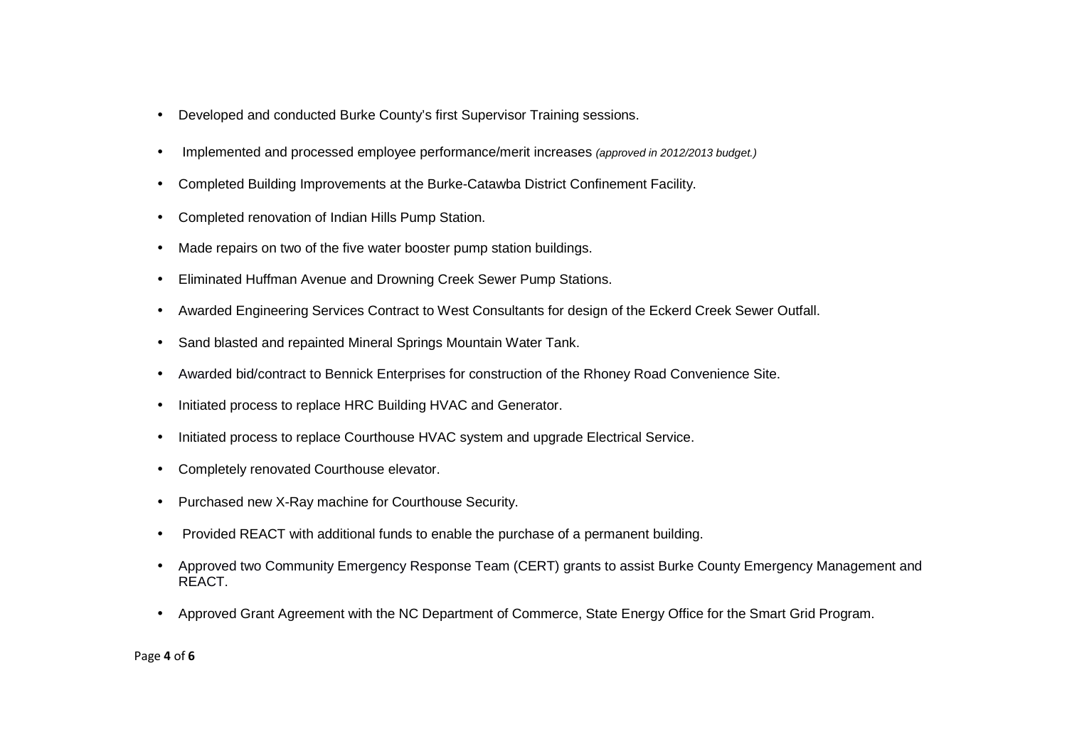- Developed and conducted Burke County's first Supervisor Training sessions.
- Implemented and processed employee performance/merit increases *(approved in 2012/2013 budget.)*
- Completed Building Improvements at the Burke-Catawba District Confinement Facility.
- Completed renovation of Indian Hills Pump Station.
- Made repairs on two of the five water booster pump station buildings.
- Eliminated Huffman Avenue and Drowning Creek Sewer Pump Stations.
- Awarded Engineering Services Contract to West Consultants for design of the Eckerd Creek Sewer Outfall.
- Sand blasted and repainted Mineral Springs Mountain Water Tank.
- Awarded bid/contract to Bennick Enterprises for construction of the Rhoney Road Convenience Site.
- Initiated process to replace HRC Building HVAC and Generator.
- Initiated process to replace Courthouse HVAC system and upgrade Electrical Service.
- Completely renovated Courthouse elevator.
- Purchased new X-Ray machine for Courthouse Security.
- Provided REACT with additional funds to enable the purchase of a permanent building.
- Approved two Community Emergency Response Team (CERT) grants to assist Burke County Emergency Management and REACT.
- Approved Grant Agreement with the NC Department of Commerce, State Energy Office for the Smart Grid Program.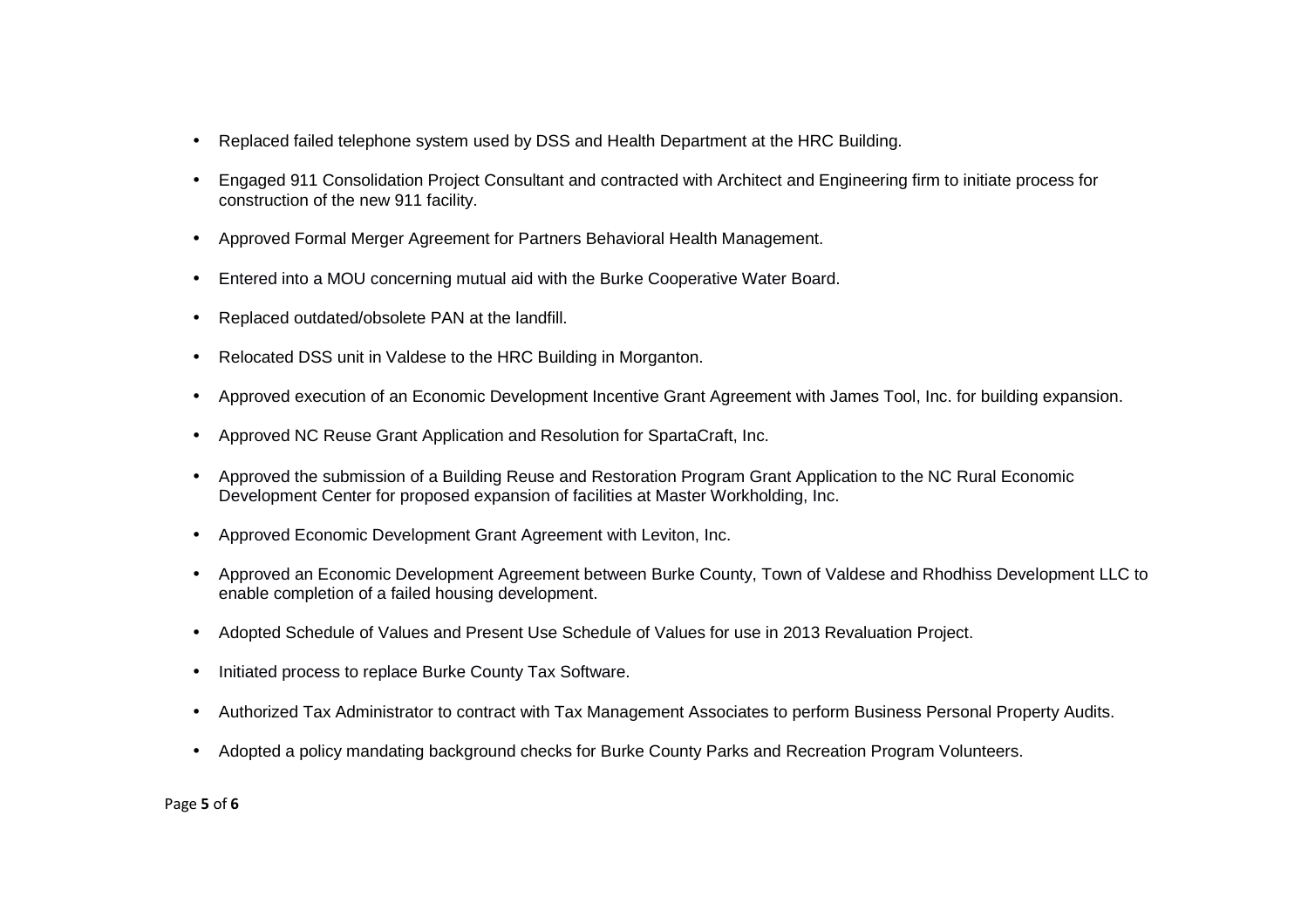- Replaced failed telephone system used by DSS and Health Department at the HRC Building.
- Engaged 911 Consolidation Project Consultant and contracted with Architect and Engineering firm to initiate process for construction of the new 911 facility.
- Approved Formal Merger Agreement for Partners Behavioral Health Management.
- Entered into a MOU concerning mutual aid with the Burke Cooperative Water Board.
- Replaced outdated/obsolete PAN at the landfill.
- Relocated DSS unit in Valdese to the HRC Building in Morganton.
- Approved execution of an Economic Development Incentive Grant Agreement with James Tool, Inc. for building expansion.
- Approved NC Reuse Grant Application and Resolution for SpartaCraft, Inc.
- Approved the submission of a Building Reuse and Restoration Program Grant Application to the NC Rural Economic Development Center for proposed expansion of facilities at Master Workholding, Inc.
- Approved Economic Development Grant Agreement with Leviton, Inc.
- Approved an Economic Development Agreement between Burke County, Town of Valdese and Rhodhiss Development LLC to enable completion of a failed housing development.
- Adopted Schedule of Values and Present Use Schedule of Values for use in 2013 Revaluation Project.
- Initiated process to replace Burke County Tax Software.
- Authorized Tax Administrator to contract with Tax Management Associates to perform Business Personal Property Audits.
- Adopted a policy mandating background checks for Burke County Parks and Recreation Program Volunteers.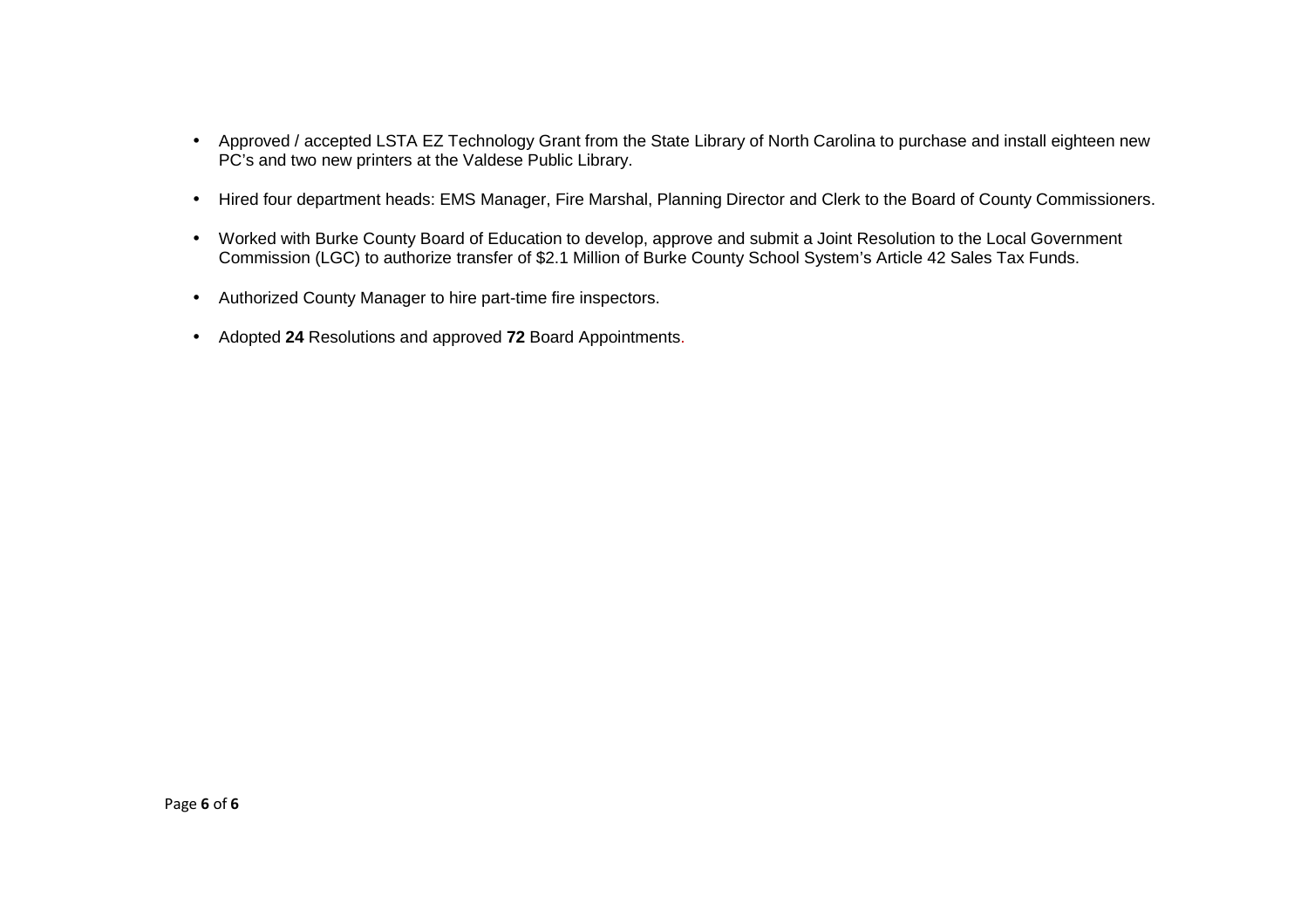- Approved / accepted LSTA EZ Technology Grant from the State Library of North Carolina to purchase and install eighteen new PC's and two new printers at the Valdese Public Library.

- Hired four department heads: EMS Manager, Fire Marshal, Planning Director and Clerk to the Board of County Commissioners.

- Worked with Burke County Board of Education to develop, approve and submit a Joint Resolution to the Local Government Commission (LGC) to authorize transfer of $2.1 Million of Burke County School System's Article 42 Sales Tax Funds.

- Authorized County Manager to hire part-time fire inspectors.

- Adopted **24** Resolutions and approved **72** Board Appointments.